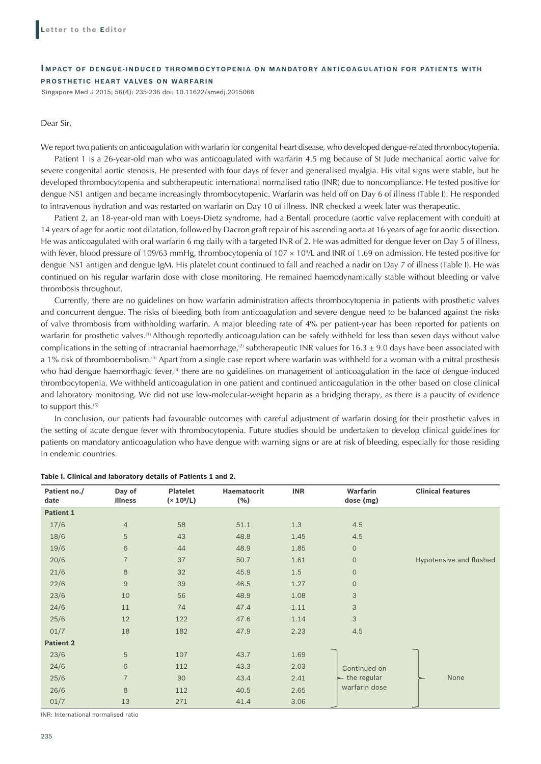**Letter to the Editor**

## Impact of dengue-induced thrombocytopenia on mandatory anticoagulation for patients with prosthetic heart valves on warfarin

Singapore Med J 2015; 56(4): 235-236 doi: 10.11622/smedj.2015066

Dear Sir,

We report two patients on anticoagulation with warfarin for congenital heart disease, who developed dengue-related thrombocytopenia.

Patient 1 is a 26-year-old man who was anticoagulated with warfarin 4.5 mg because of St Jude mechanical aortic valve for severe congenital aortic stenosis. He presented with four days of fever and generalised myalgia. His vital signs were stable, but he developed thrombocytopenia and subtherapeutic international normalised ratio (INR) due to noncompliance. He tested positive for dengue NS1 antigen and became increasingly thrombocytopenic. Warfarin was held off on Day 6 of illness (Table I). He responded to intravenous hydration and was restarted on warfarin on Day 10 of illness. INR checked a week later was therapeutic.

Patient 2, an 18-year-old man with Loeys-Dietz syndrome, had a Bentall procedure (aortic valve replacement with conduit) at 14 years of age for aortic root dilatation, followed by Dacron graft repair of his ascending aorta at 16 years of age for aortic dissection. He was anticoagulated with oral warfarin 6 mg daily with a targeted INR of 2. He was admitted for dengue fever on Day 5 of illness, with fever, blood pressure of 109/63 mmHg, thrombocytopenia of 107 × $10^9$/L and INR of 1.69 on admission. He tested positive for dengue NS1 antigen and dengue IgM. His platelet count continued to fall and reached a nadir on Day 7 of illness (Table I). He was continued on his regular warfarin dose with close monitoring. He remained haemodynamically stable without bleeding or valve thrombosis throughout.

Currently, there are no guidelines on how warfarin administration affects thrombocytopenia in patients with prosthetic valves and concurrent dengue. The risks of bleeding both from anticoagulation and severe dengue need to be balanced against the risks of valve thrombosis from withholding warfarin. A major bleeding rate of 4% per patient-year has been reported for patients on warfarin for prosthetic valves.[1] Although reportedly anticoagulation can be safely withheld for less than seven days without valve complications in the setting of intracranial haemorrhage,[2] subtherapeutic INR values for 16.3 ± 9.0 days have been associated with a 1% risk of thromboembolism.[3] Apart from a single case report where warfarin was withheld for a woman with a mitral prosthesis who had dengue haemorrhagic fever,[4] there are no guidelines on management of anticoagulation in the face of dengue-induced thrombocytopenia. We withheld anticoagulation in one patient and continued anticoagulation in the other based on close clinical and laboratory monitoring. We did not use low-molecular-weight heparin as a bridging therapy, as there is a paucity of evidence to support this.[5]

In conclusion, our patients had favourable outcomes with careful adjustment of warfarin dosing for their prosthetic valves in the setting of acute dengue fever with thrombocytopenia. Future studies should be undertaken to develop clinical guidelines for patients on mandatory anticoagulation who have dengue with warning signs or are at risk of bleeding, especially for those residing in endemic countries.

**Table I. Clinical and laboratory details of Patients 1 and 2.**

| Patient no./ date | Day of illness | Platelet (× $10^9$/L) | Haematocrit (%) | INR | Warfarin dose (mg) | Clinical features |
|---|---|---|---|---|---|---|
| **Patient 1** | | | | | | |
| 17/6 | 4 | 58 | 51.1 | 1.3 | 4.5 | |
| 18/6 | 5 | 43 | 48.8 | 1.45 | 4.5 | |
| 19/6 | 6 | 44 | 48.9 | 1.85 | 0 | |
| 20/6 | 7 | 37 | 50.7 | 1.61 | 0 | Hypotensive and flushed |
| 21/6 | 8 | 32 | 45.9 | 1.5 | 0 | |
| 22/6 | 9 | 39 | 46.5 | 1.27 | 0 | |
| 23/6 | 10 | 56 | 48.9 | 1.08 | 3 | |
| 24/6 | 11 | 74 | 47.4 | 1.11 | 3 | |
| 25/6 | 12 | 122 | 47.6 | 1.14 | 3 | |
| 01/7 | 18 | 182 | 47.9 | 2.23 | 4.5 | |
| **Patient 2** | | | | | | |
| 23/6 | 5 | 107 | 43.7 | 1.69 | Continued on the regular warfarin dose | None |
| 24/6 | 6 | 112 | 43.3 | 2.03 | | |
| 25/6 | 7 | 90 | 43.4 | 2.41 | | |
| 26/6 | 8 | 112 | 40.5 | 2.65 | | |
| 01/7 | 13 | 271 | 41.4 | 3.06 | | |

INR: International normalised ratio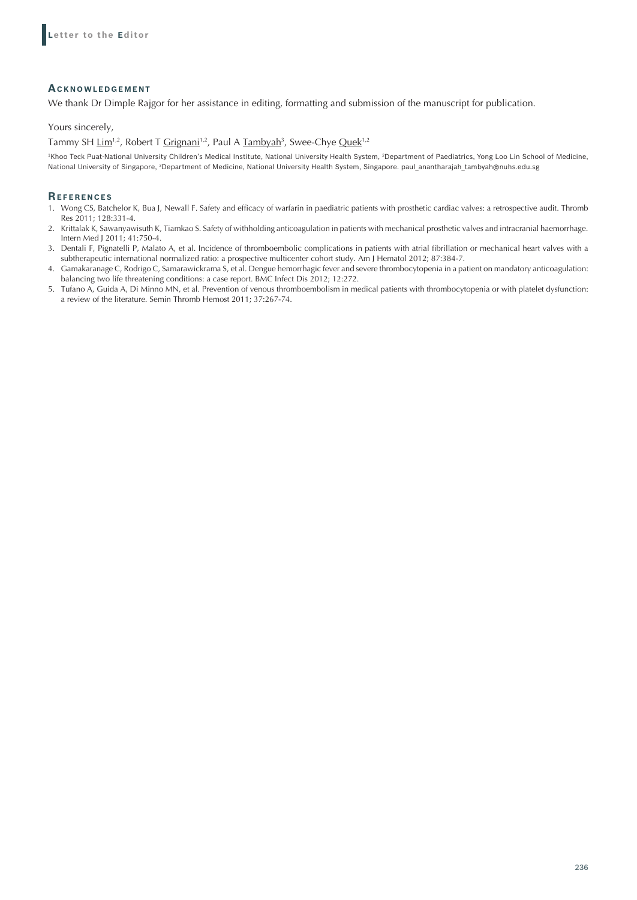## Acknowledgement

We thank Dr Dimple Rajgor for her assistance in editing, formatting and submission of the manuscript for publication.

Yours sincerely,

Tammy SH Lim[1,2], Robert T Grignani[1,2], Paul A Tambyah[3], Swee-Chye Quek[1,2]

[1]Khoo Teck Puat-National University Children's Medical Institute, National University Health System, [2]Department of Paediatrics, Yong Loo Lin School of Medicine, National University of Singapore, [3]Department of Medicine, National University Health System, Singapore. paul_anantharajah_tambyah@nuhs.edu.sg

## References

1. Wong CS, Batchelor K, Bua J, Newall F. Safety and efficacy of warfarin in paediatric patients with prosthetic cardiac valves: a retrospective audit. Thromb Res 2011; 128:331-4.
2. Krittalak K, Sawanyawisuth K, Tiamkao S. Safety of withholding anticoagulation in patients with mechanical prosthetic valves and intracranial haemorrhage. Intern Med J 2011; 41:750-4.
3. Dentali F, Pignatelli P, Malato A, et al. Incidence of thromboembolic complications in patients with atrial fibrillation or mechanical heart valves with a subtherapeutic international normalized ratio: a prospective multicenter cohort study. Am J Hematol 2012; 87:384-7.
4. Gamakaranage C, Rodrigo C, Samarawickrama S, et al. Dengue hemorrhagic fever and severe thrombocytopenia in a patient on mandatory anticoagulation: balancing two life threatening conditions: a case report. BMC Infect Dis 2012; 12:272.
5. Tufano A, Guida A, Di Minno MN, et al. Prevention of venous thromboembolism in medical patients with thrombocytopenia or with platelet dysfunction: a review of the literature. Semin Thromb Hemost 2011; 37:267-74.